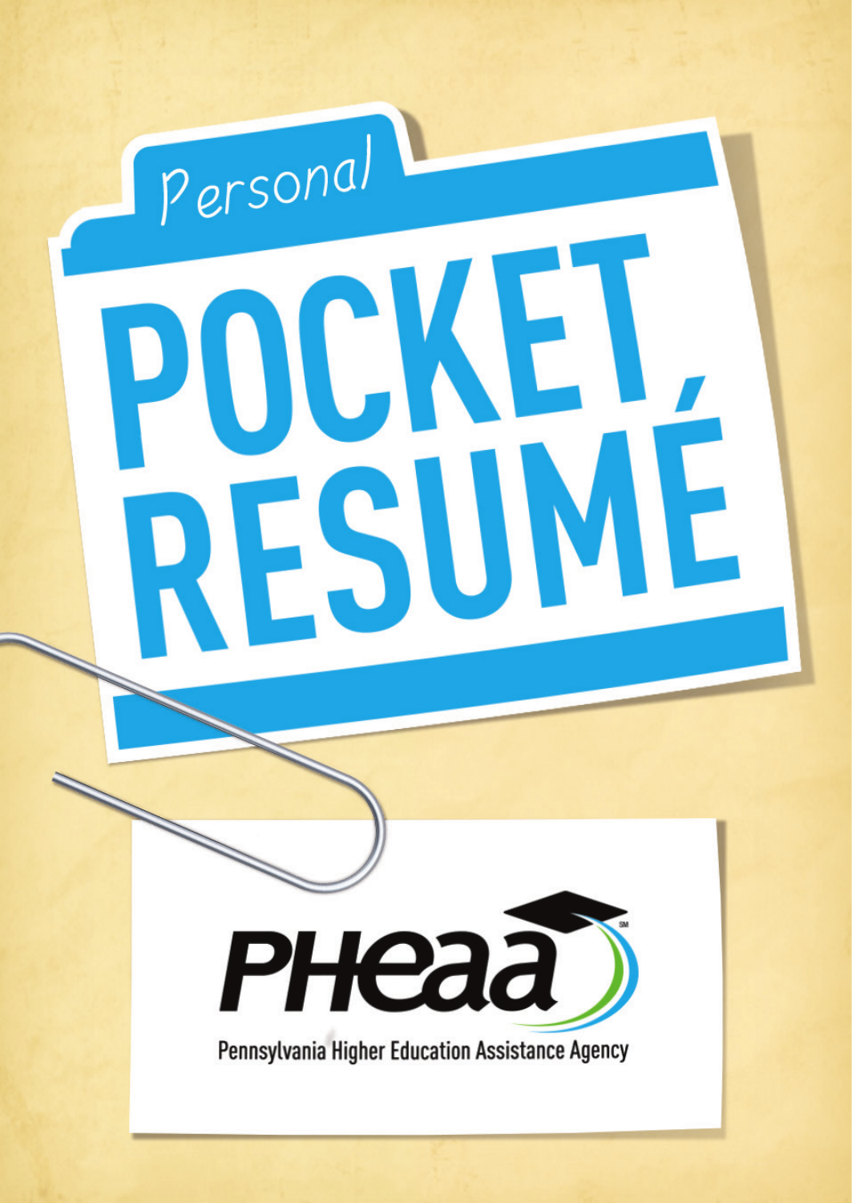Personal

# POCKET RESUMÉ

PHEAA

Pennsylvania Higher Education Assistance Agency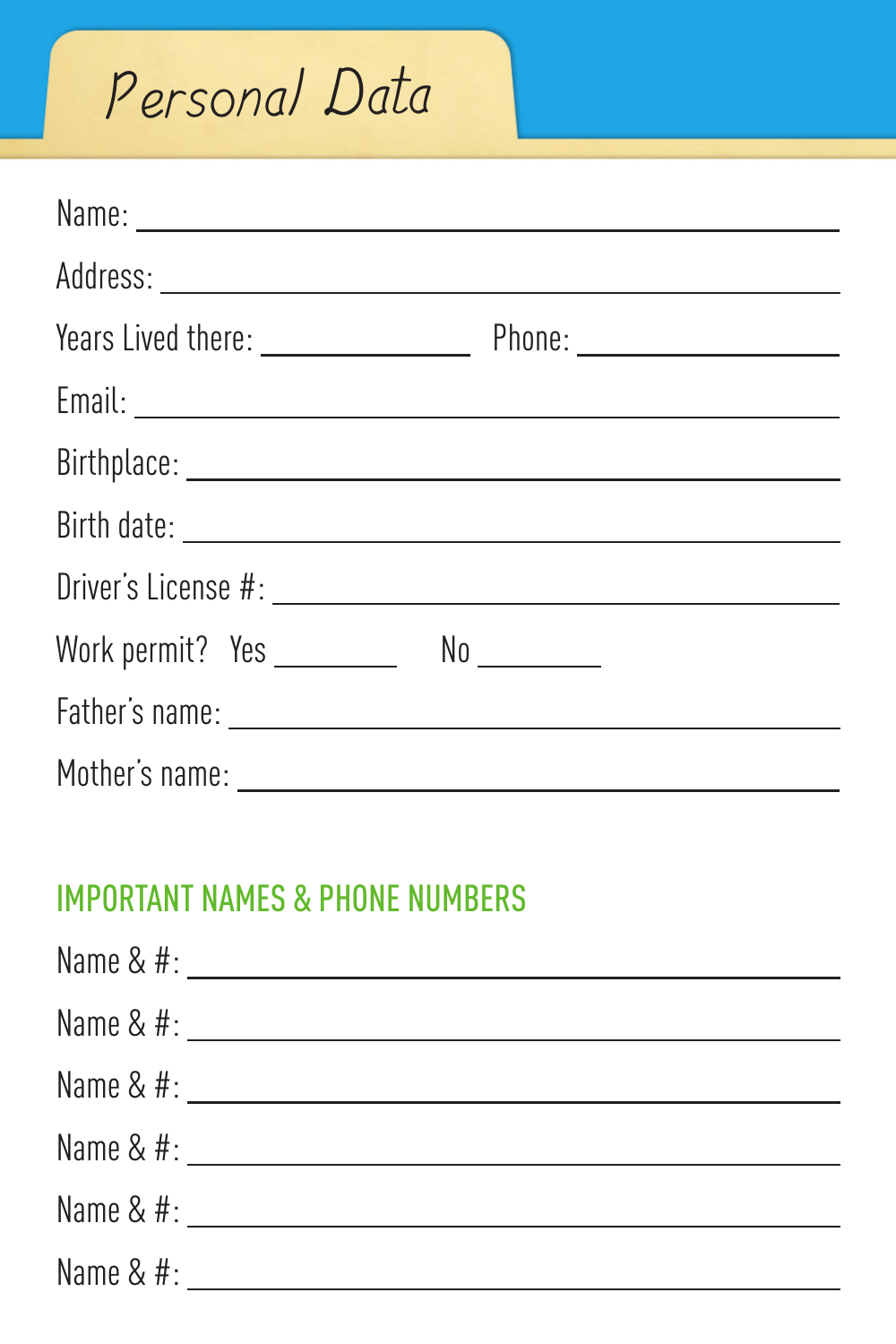# Personal Data

Name: ______________________________________________

Address: ______________________________________________

Years Lived there: ______________ Phone: ________________

Email: ______________________________________________

Birthplace: ______________________________________________

Birth date: ______________________________________________

Driver's License #: ______________________________________

Work permit? Yes ________ No ________

Father's name: ______________________________________________

Mother's name: ______________________________________________

## IMPORTANT NAMES & PHONE NUMBERS

Name & #: ______________________________________________

Name & #: ______________________________________________

Name & #: ______________________________________________

Name & #: ______________________________________________

Name & #: ______________________________________________

Name & #: ______________________________________________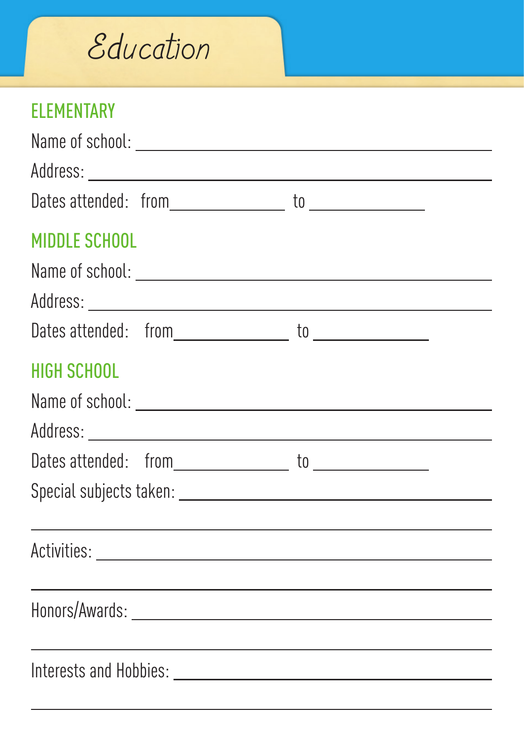# Education

## ELEMENTARY

Name of school: ______________________________________________

Address: ______________________________________________

Dates attended: from______________ to ______________

## MIDDLE SCHOOL

Name of school: ______________________________________________

Address: ______________________________________________

Dates attended: from______________ to ______________

## HIGH SCHOOL

Name of school: ______________________________________________

Address: ______________________________________________

Dates attended: from______________ to ______________

Special subjects taken: ______________________________________________

______________________________________________

Activities: ______________________________________________

______________________________________________

Honors/Awards: ______________________________________________

______________________________________________

Interests and Hobbies: ______________________________________________

______________________________________________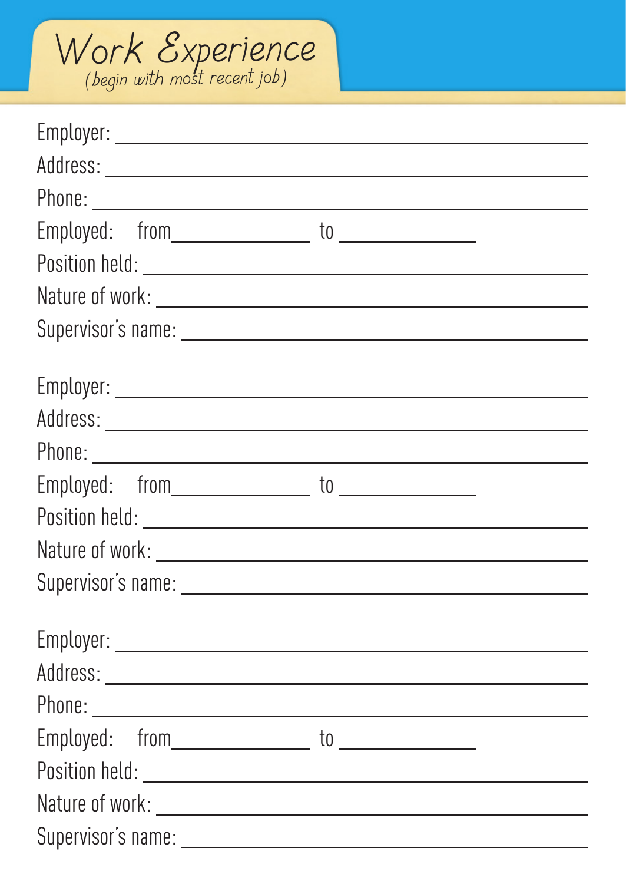# Work Experience

*(begin with most recent job)*

Employer: ____________________________________________

Address: ____________________________________________

Phone: ____________________________________________

Employed: from______________ to ______________

Position held: ____________________________________________

Nature of work: ____________________________________________

Supervisor's name: ____________________________________________

Employer: ____________________________________________

Address: ____________________________________________

Phone: ____________________________________________

Employed: from______________ to ______________

Position held: ____________________________________________

Nature of work: ____________________________________________

Supervisor's name: ____________________________________________

Employer: ____________________________________________

Address: ____________________________________________

Phone: ____________________________________________

Employed: from______________ to ______________

Position held: ____________________________________________

Nature of work: ____________________________________________

Supervisor's name: ____________________________________________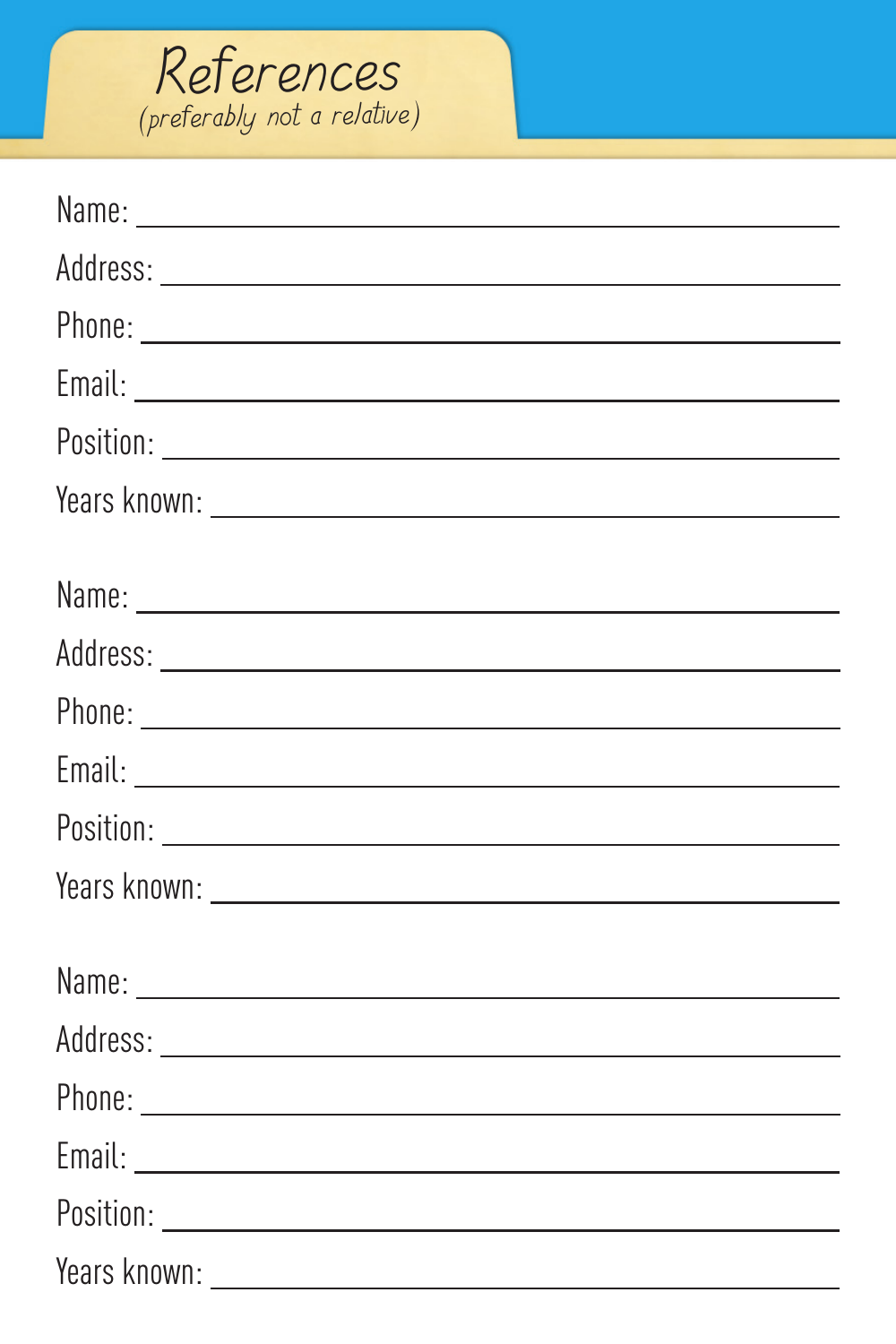# References

*(preferably not a relative)*

Name: ______________________________

Address: ______________________________

Phone: ______________________________

Email: ______________________________

Position: ______________________________

Years known: ______________________________

Name: ______________________________

Address: ______________________________

Phone: ______________________________

Email: ______________________________

Position: ______________________________

Years known: ______________________________

Name: ______________________________

Address: ______________________________

Phone: ______________________________

Email: ______________________________

Position: ______________________________

Years known: ______________________________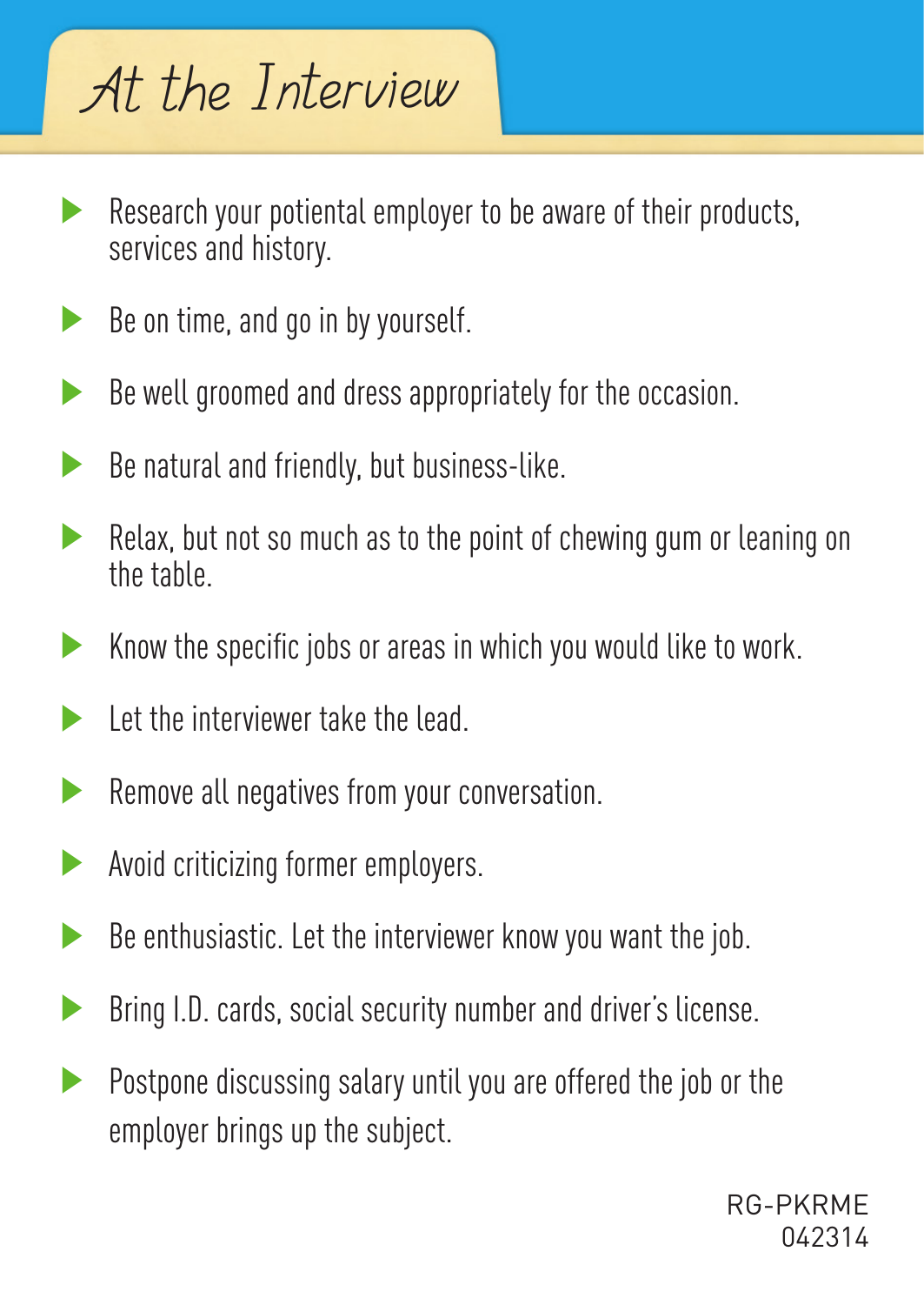# At the Interview

- Research your potiental employer to be aware of their products, services and history.
- Be on time, and go in by yourself.
- Be well groomed and dress appropriately for the occasion.
- Be natural and friendly, but business-like.
- Relax, but not so much as to the point of chewing gum or leaning on the table.
- Know the specific jobs or areas in which you would like to work.
- Let the interviewer take the lead.
- Remove all negatives from your conversation.
- Avoid criticizing former employers.
- Be enthusiastic. Let the interviewer know you want the job.
- Bring I.D. cards, social security number and driver's license.
- Postpone discussing salary until you are offered the job or the employer brings up the subject.

RG-PKRME
042314